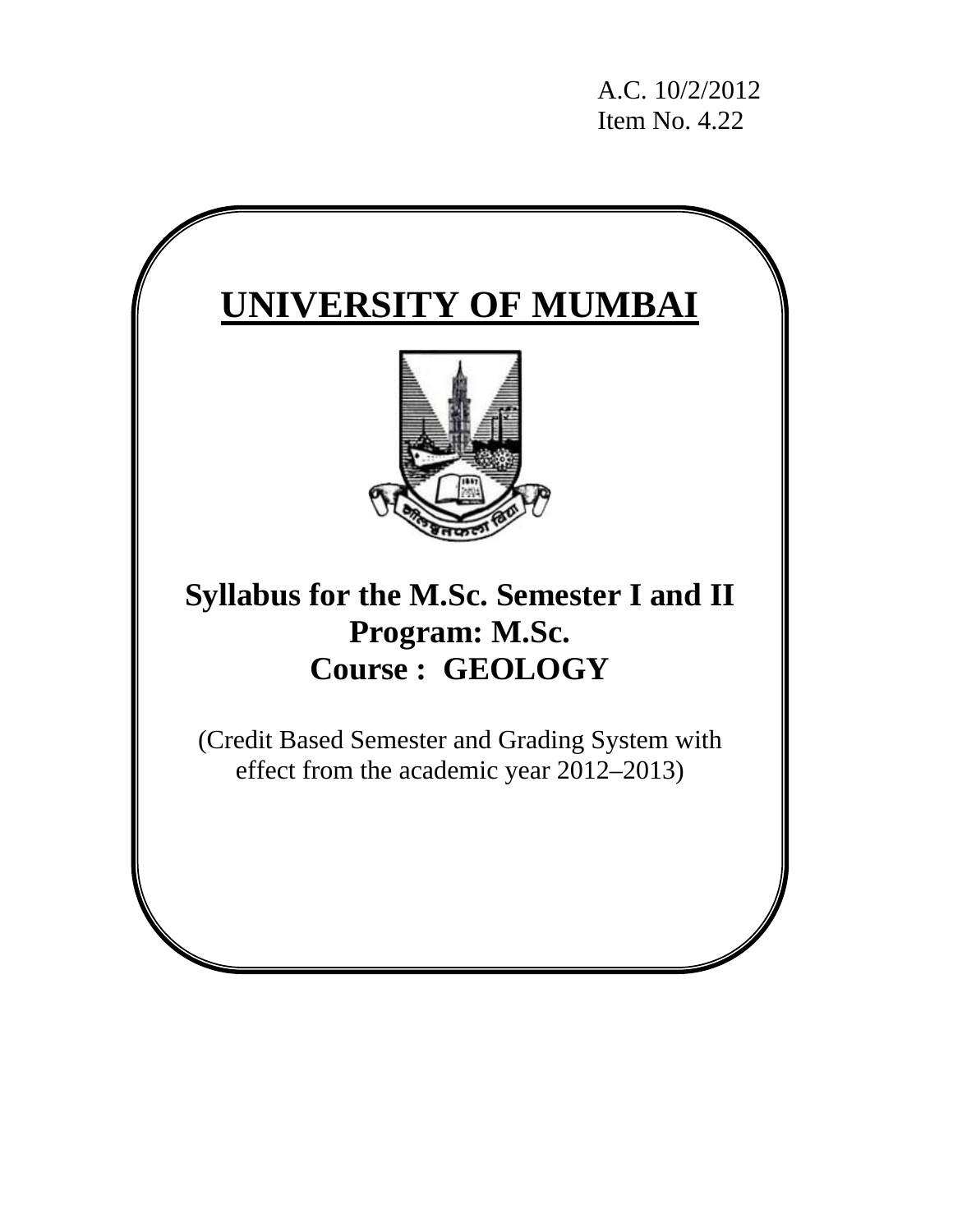A.C. 10/2/2012
Item No. 4.22

# UNIVERSITY OF MUMBAI

## Syllabus for the M.Sc. Semester I and II
## Program: M.Sc.
## Course : GEOLOGY

(Credit Based Semester and Grading System with effect from the academic year 2012–2013)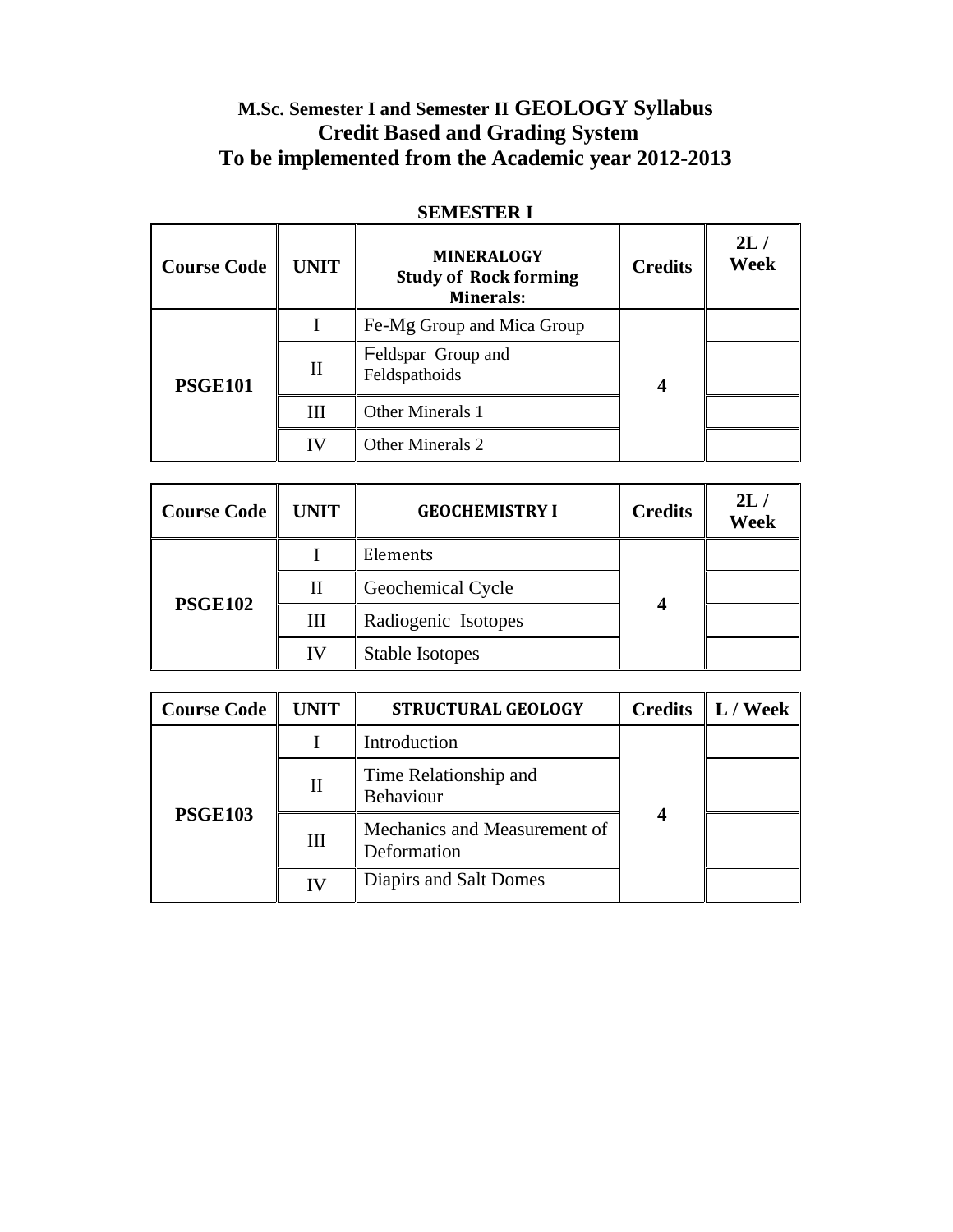## M.Sc. Semester I and Semester II GEOLOGY Syllabus
## Credit Based and Grading System
## To be implemented from the Academic year 2012-2013

### SEMESTER I

| Course Code | UNIT | MINERALOGY Study of Rock forming Minerals: | Credits | 2L / Week |
|---|---|---|---|---|
| PSGE101 | I | Fe-Mg Group and Mica Group | 4 | |
| | II | Feldspar Group and Feldspathoids | | |
| | III | Other Minerals 1 | | |
| | IV | Other Minerals 2 | | |

| Course Code | UNIT | GEOCHEMISTRY I | Credits | 2L / Week |
|---|---|---|---|---|
| PSGE102 | I | Elements | 4 | |
| | II | Geochemical Cycle | | |
| | III | Radiogenic Isotopes | | |
| | IV | Stable Isotopes | | |

| Course Code | UNIT | STRUCTURAL GEOLOGY | Credits | L / Week |
|---|---|---|---|---|
| PSGE103 | I | Introduction | 4 | |
| | II | Time Relationship and Behaviour | | |
| | III | Mechanics and Measurement of Deformation | | |
| | IV | Diapirs and Salt Domes | | |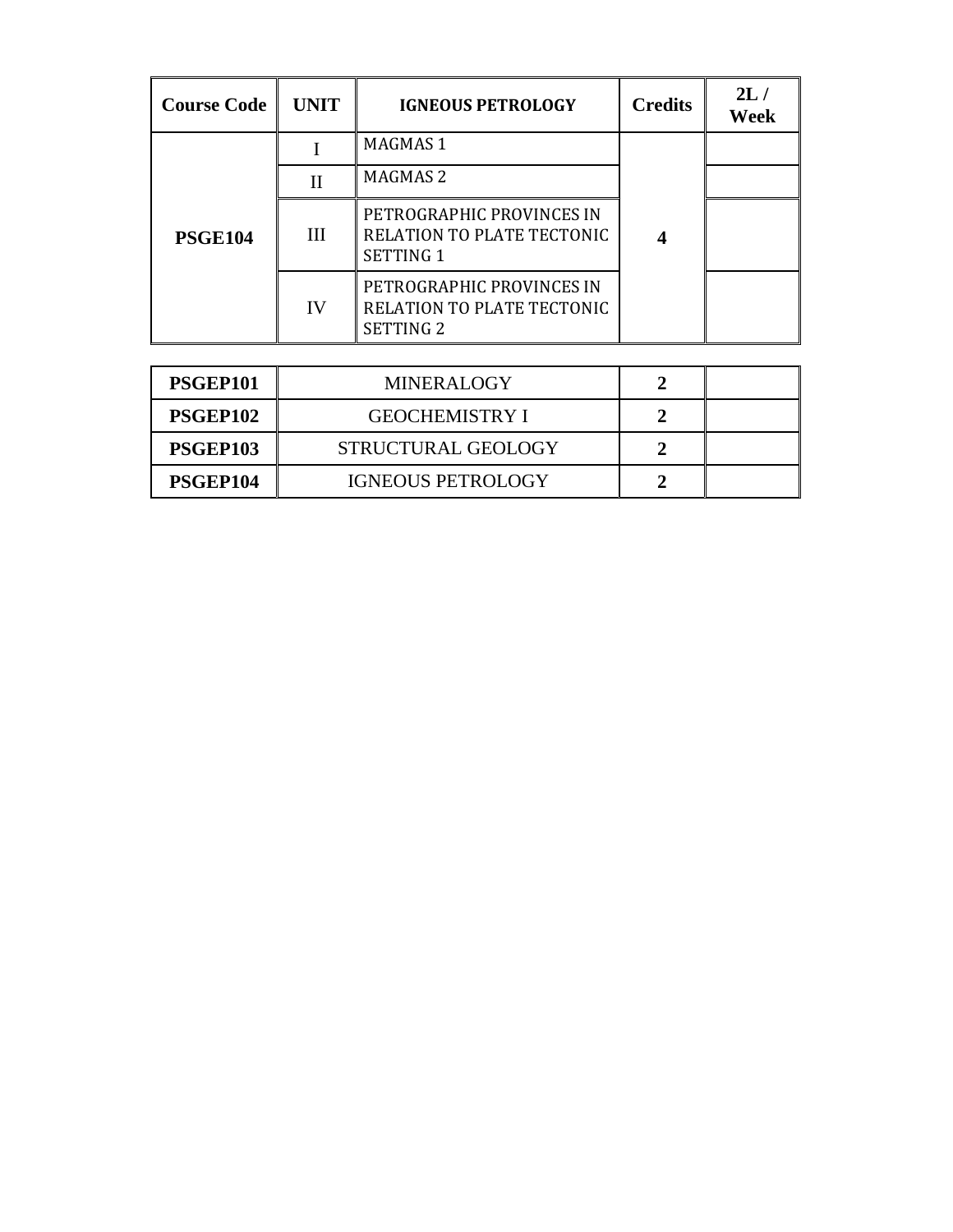| Course Code | UNIT | IGNEOUS PETROLOGY | Credits | 2L / Week |
|---|---|---|---|---|
| PSGE104 | I | MAGMAS 1 | 4 | |
| | II | MAGMAS 2 | | |
| | III | PETROGRAPHIC PROVINCES IN RELATION TO PLATE TECTONIC SETTING 1 | | |
| | IV | PETROGRAPHIC PROVINCES IN RELATION TO PLATE TECTONIC SETTING 2 | | |

| | | | |
|---|---|---|---|
| **PSGEP101** | MINERALOGY | **2** | |
| **PSGEP102** | GEOCHEMISTRY I | **2** | |
| **PSGEP103** | STRUCTURAL GEOLOGY | **2** | |
| **PSGEP104** | IGNEOUS PETROLOGY | **2** | |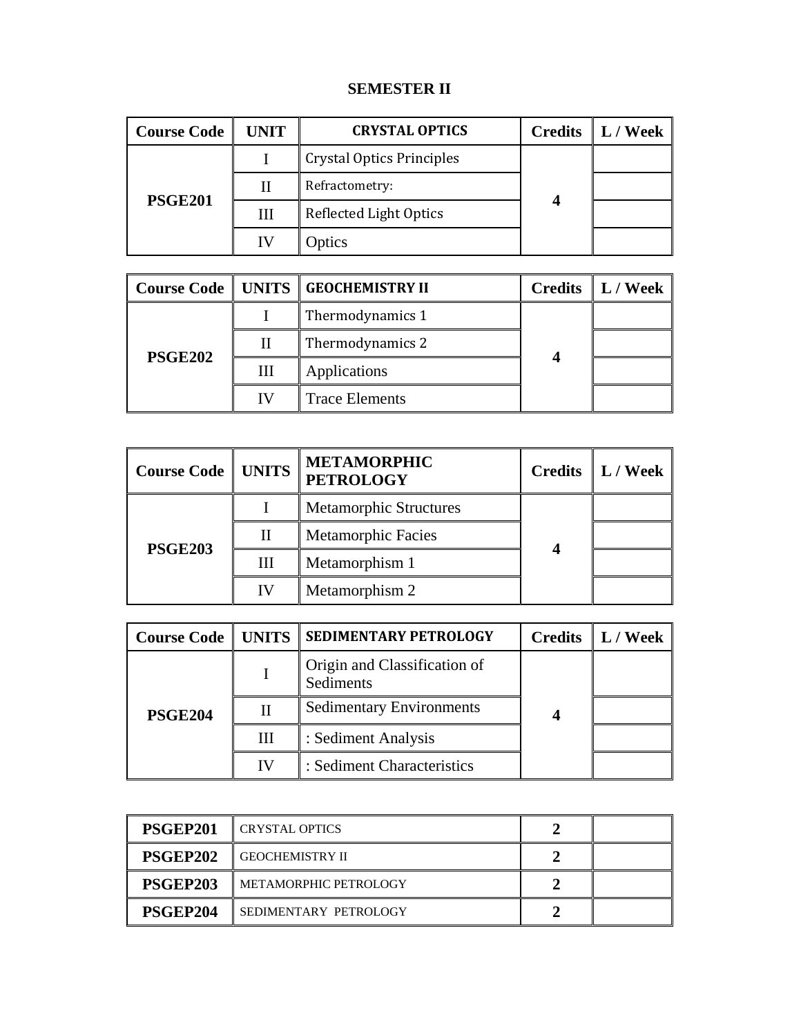# SEMESTER II

| Course Code | UNIT | CRYSTAL OPTICS | Credits | L / Week |
|---|---|---|---|---|
| PSGE201 | I | Crystal Optics Principles | 4 | |
| | II | Refractometry: | | |
| | III | Reflected Light Optics | | |
| | IV | Optics | | |

| Course Code | UNITS | GEOCHEMISTRY II | Credits | L / Week |
|---|---|---|---|---|
| PSGE202 | I | Thermodynamics 1 | 4 | |
| | II | Thermodynamics 2 | | |
| | III | Applications | | |
| | IV | Trace Elements | | |

| Course Code | UNITS | METAMORPHIC PETROLOGY | Credits | L / Week |
|---|---|---|---|---|
| PSGE203 | I | Metamorphic Structures | 4 | |
| | II | Metamorphic Facies | | |
| | III | Metamorphism 1 | | |
| | IV | Metamorphism 2 | | |

| Course Code | UNITS | SEDIMENTARY PETROLOGY | Credits | L / Week |
|---|---|---|---|---|
| PSGE204 | I | Origin and Classification of Sediments | 4 | |
| | II | Sedimentary Environments | | |
| | III | : Sediment Analysis | | |
| | IV | : Sediment Characteristics | | |

| | | | |
|---|---|---|---|
| PSGEP201 | CRYSTAL OPTICS | 2 | |
| PSGEP202 | GEOCHEMISTRY II | 2 | |
| PSGEP203 | METAMORPHIC PETROLOGY | 2 | |
| PSGEP204 | SEDIMENTARY PETROLOGY | 2 | |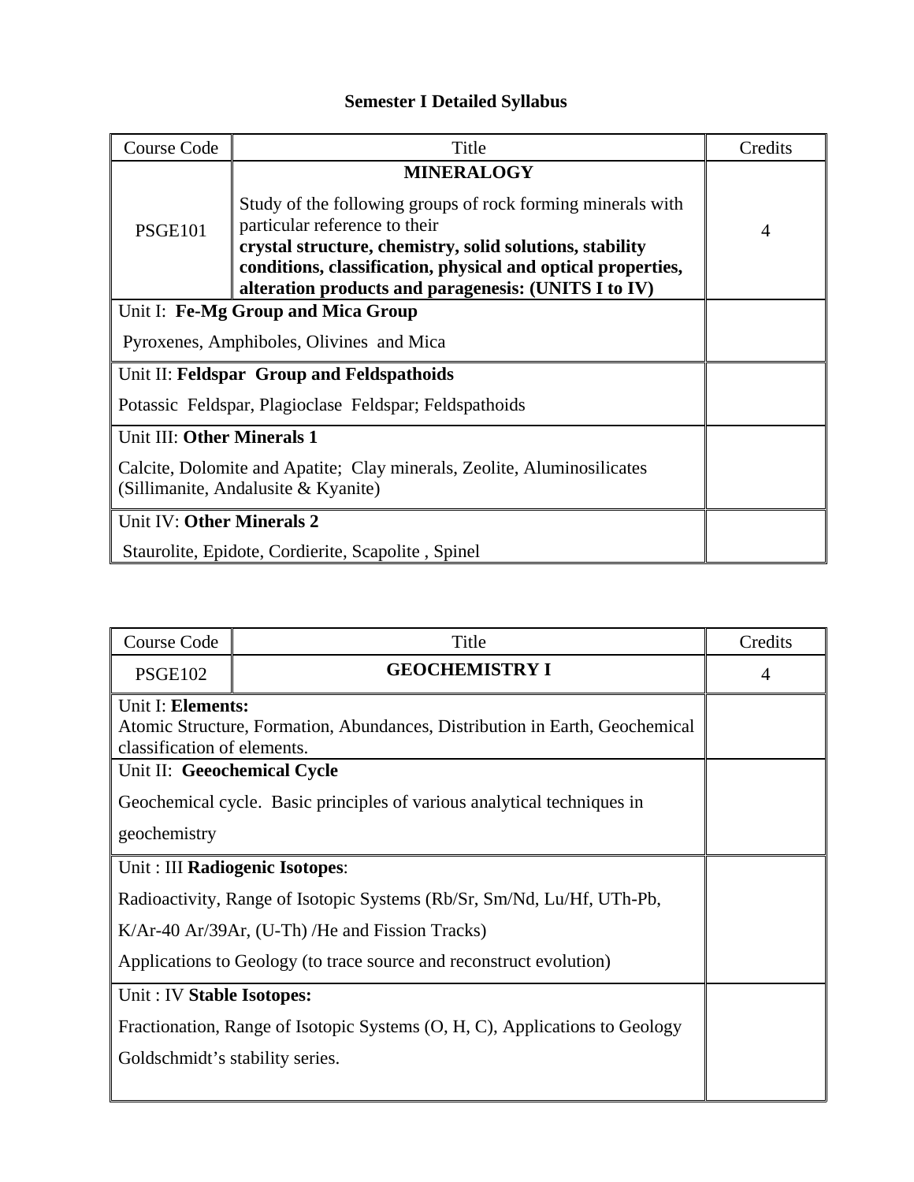# Semester I Detailed Syllabus

| Course Code | Title | Credits |
|---|---|---|
| PSGE101 | **MINERALOGY**<br><br>Study of the following groups of rock forming minerals with particular reference to their **crystal structure, chemistry, solid solutions, stability conditions, classification, physical and optical properties, alteration products and paragenesis: (UNITS I to IV)** | 4 |
| Unit I: **Fe-Mg Group and Mica Group**<br><br>Pyroxenes, Amphiboles, Olivines and Mica | | |
| Unit II: **Feldspar Group and Feldspathoids**<br><br>Potassic Feldspar, Plagioclase Feldspar; Feldspathoids | | |
| Unit III: **Other Minerals 1**<br><br>Calcite, Dolomite and Apatite; Clay minerals, Zeolite, Aluminosilicates (Sillimanite, Andalusite & Kyanite) | | |
| Unit IV: **Other Minerals 2**<br><br>Staurolite, Epidote, Cordierite, Scapolite , Spinel | | |

| Course Code | Title | Credits |
|---|---|---|
| PSGE102 | **GEOCHEMISTRY I** | 4 |
| Unit I: **Elements:**<br>Atomic Structure, Formation, Abundances, Distribution in Earth, Geochemical classification of elements. | | |
| Unit II: **Geeochemical Cycle**<br><br>Geochemical cycle. Basic principles of various analytical techniques in geochemistry | | |
| Unit : III **Radiogenic Isotopes**:<br><br>Radioactivity, Range of Isotopic Systems (Rb/Sr, Sm/Nd, Lu/Hf, UTh-Pb, K/Ar-40 Ar/39Ar, (U-Th) /He and Fission Tracks)<br><br>Applications to Geology (to trace source and reconstruct evolution) | | |
| Unit : IV **Stable Isotopes:**<br><br>Fractionation, Range of Isotopic Systems (O, H, C), Applications to Geology<br><br>Goldschmidt's stability series. | | |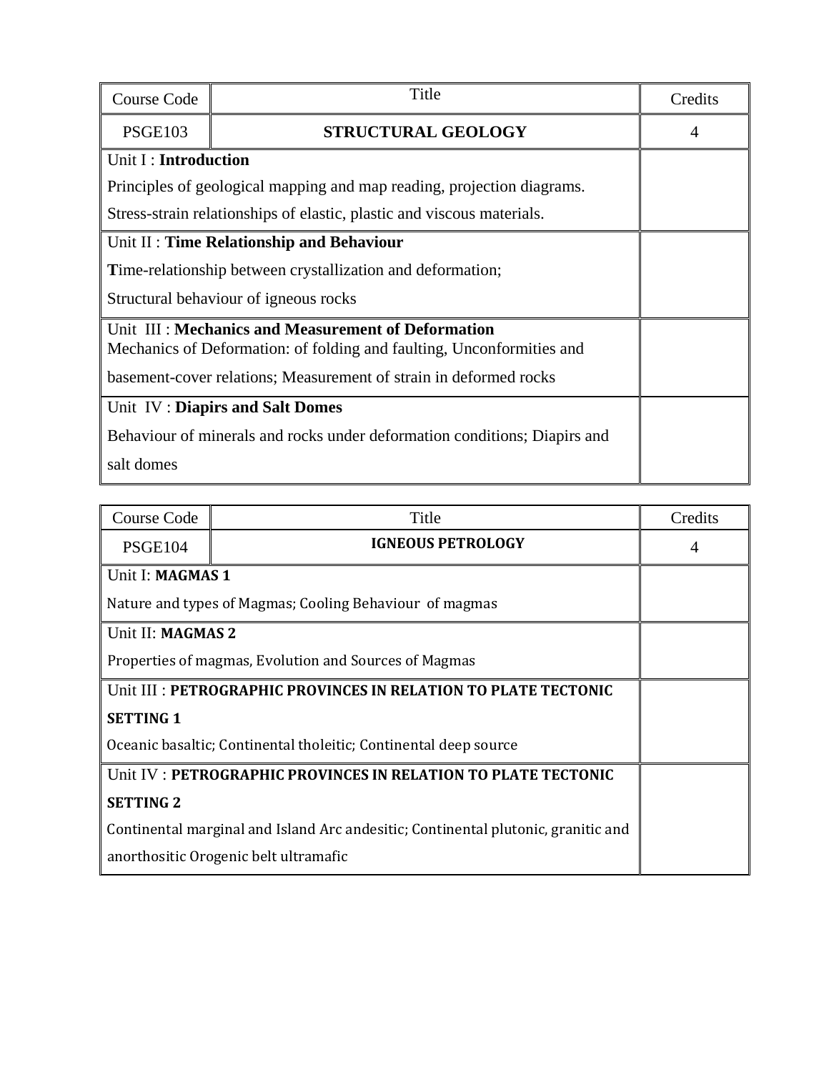| Course Code | Title | Credits |
|---|---|---|
| PSGE103 | **STRUCTURAL GEOLOGY** | 4 |
| Unit I : **Introduction**<br>Principles of geological mapping and map reading, projection diagrams.<br>Stress-strain relationships of elastic, plastic and viscous materials. | | |
| Unit II : **Time Relationship and Behaviour**<br>**T**ime-relationship between crystallization and deformation;<br>Structural behaviour of igneous rocks | | |
| Unit III : **Mechanics and Measurement of Deformation**<br>Mechanics of Deformation: of folding and faulting, Unconformities and basement-cover relations; Measurement of strain in deformed rocks | | |
| Unit IV : **Diapirs and Salt Domes**<br>Behaviour of minerals and rocks under deformation conditions; Diapirs and salt domes | | |

| Course Code | Title | Credits |
|---|---|---|
| PSGE104 | **IGNEOUS PETROLOGY** | 4 |
| Unit I: **MAGMAS 1**<br>Nature and types of Magmas; Cooling Behaviour of magmas | | |
| Unit II: **MAGMAS 2**<br>Properties of magmas, Evolution and Sources of Magmas | | |
| Unit III : **PETROGRAPHIC PROVINCES IN RELATION TO PLATE TECTONIC SETTING 1**<br>Oceanic basaltic; Continental tholeitic; Continental deep source | | |
| Unit IV : **PETROGRAPHIC PROVINCES IN RELATION TO PLATE TECTONIC SETTING 2**<br>Continental marginal and Island Arc andesitic; Continental plutonic, granitic and anorthositic Orogenic belt ultramafic | | |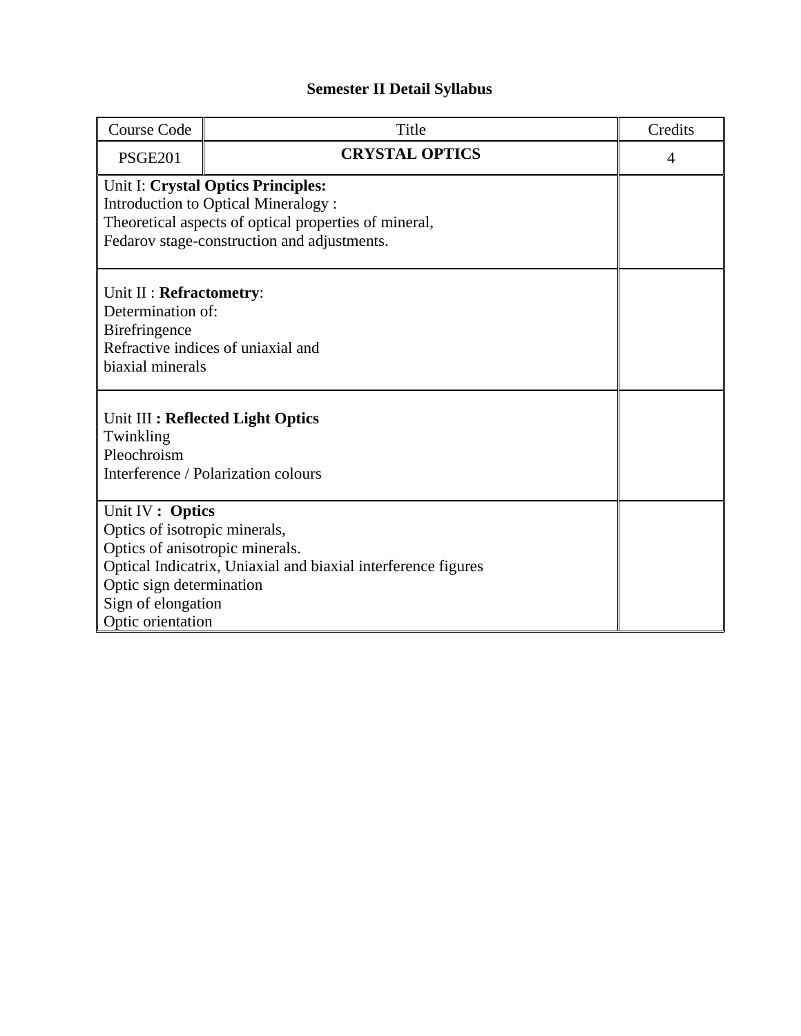**Semester II Detail Syllabus**

| Course Code | Title | Credits |
|---|---|---|
| PSGE201 | **CRYSTAL OPTICS** | 4 |
| Unit I: **Crystal Optics Principles:**<br>Introduction to Optical Mineralogy :<br>Theoretical aspects of optical properties of mineral,<br>Fedarov stage-construction and adjustments. | | |
| Unit II : **Refractometry**:<br>Determination of:<br>Birefringence<br>Refractive indices of uniaxial and<br>biaxial minerals | | |
| Unit III **: Reflected Light Optics**<br>Twinkling<br>Pleochroism<br>Interference / Polarization colours | | |
| Unit IV **: Optics**<br>Optics of isotropic minerals,<br>Optics of anisotropic minerals.<br>Optical Indicatrix, Uniaxial and biaxial interference figures<br>Optic sign determination<br>Sign of elongation<br>Optic orientation | | |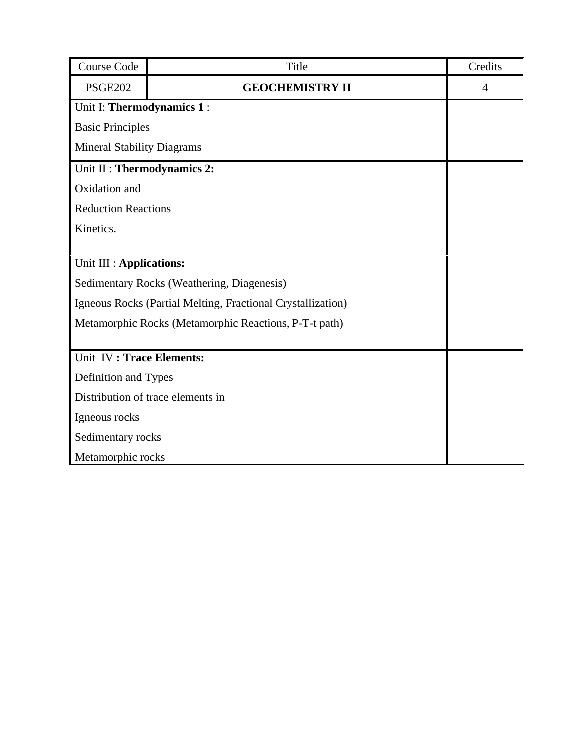| Course Code | Title | Credits |
|---|---|---|
| PSGE202 | **GEOCHEMISTRY II** | 4 |
| Unit I: **Thermodynamics 1** :<br>Basic Principles<br>Mineral Stability Diagrams | | |
| Unit II : **Thermodynamics 2:**<br>Oxidation and<br>Reduction Reactions<br>Kinetics. | | |
| Unit III : **Applications:**<br>Sedimentary Rocks (Weathering, Diagenesis)<br>Igneous Rocks (Partial Melting, Fractional Crystallization)<br>Metamorphic Rocks (Metamorphic Reactions, P-T-t path) | | |
| Unit IV **: Trace Elements:**<br>Definition and Types<br>Distribution of trace elements in<br>Igneous rocks<br>Sedimentary rocks<br>Metamorphic rocks | | |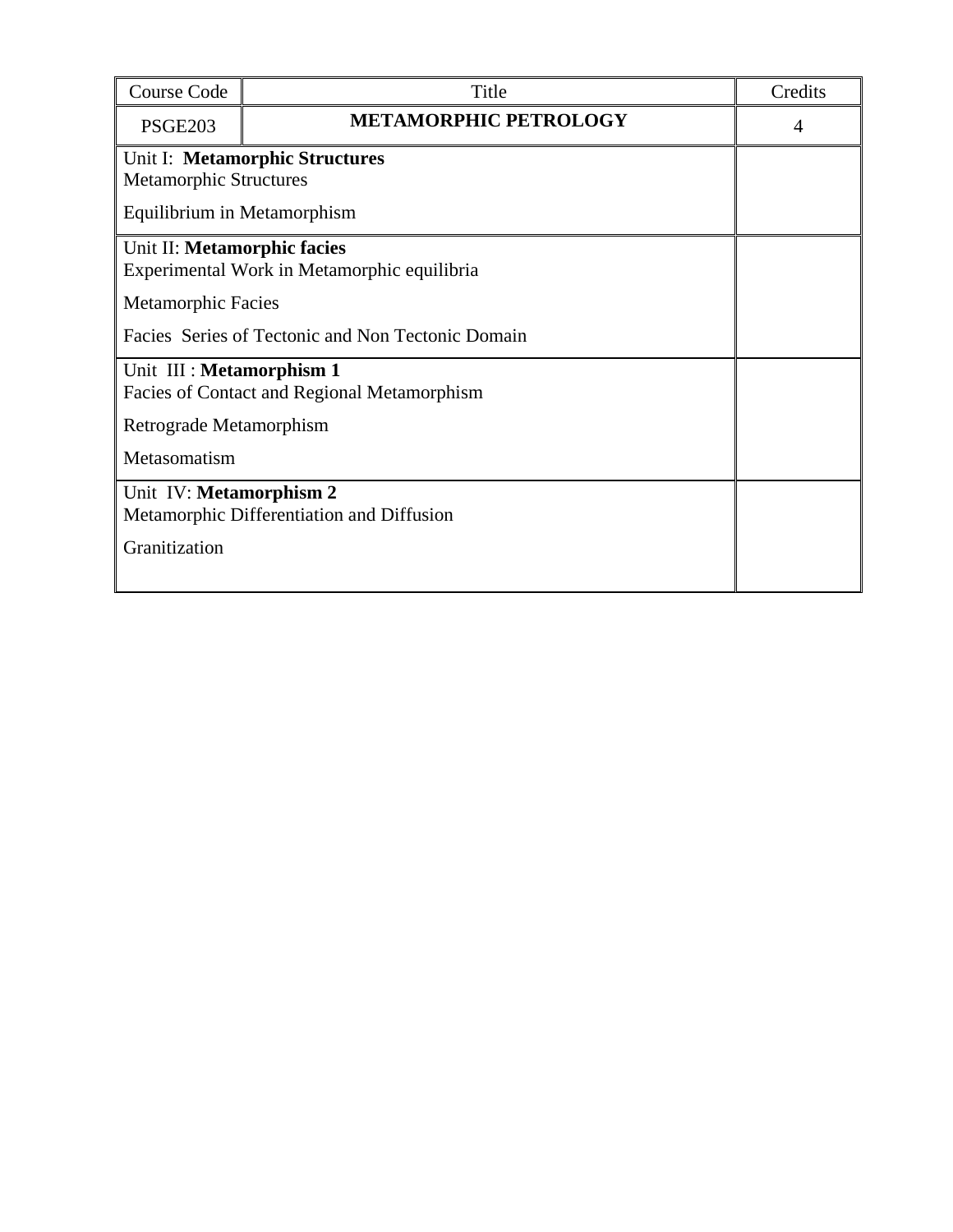| Course Code | Title | Credits |
| --- | --- | --- |
| PSGE203 | **METAMORPHIC PETROLOGY** | 4 |
| Unit I: **Metamorphic Structures**<br>Metamorphic Structures<br>Equilibrium in Metamorphism | | |
| Unit II: **Metamorphic facies**<br>Experimental Work in Metamorphic equilibria<br>Metamorphic Facies<br>Facies Series of Tectonic and Non Tectonic Domain | | |
| Unit III : **Metamorphism 1**<br>Facies of Contact and Regional Metamorphism<br>Retrograde Metamorphism<br>Metasomatism | | |
| Unit IV: **Metamorphism 2**<br>Metamorphic Differentiation and Diffusion<br>Granitization | | |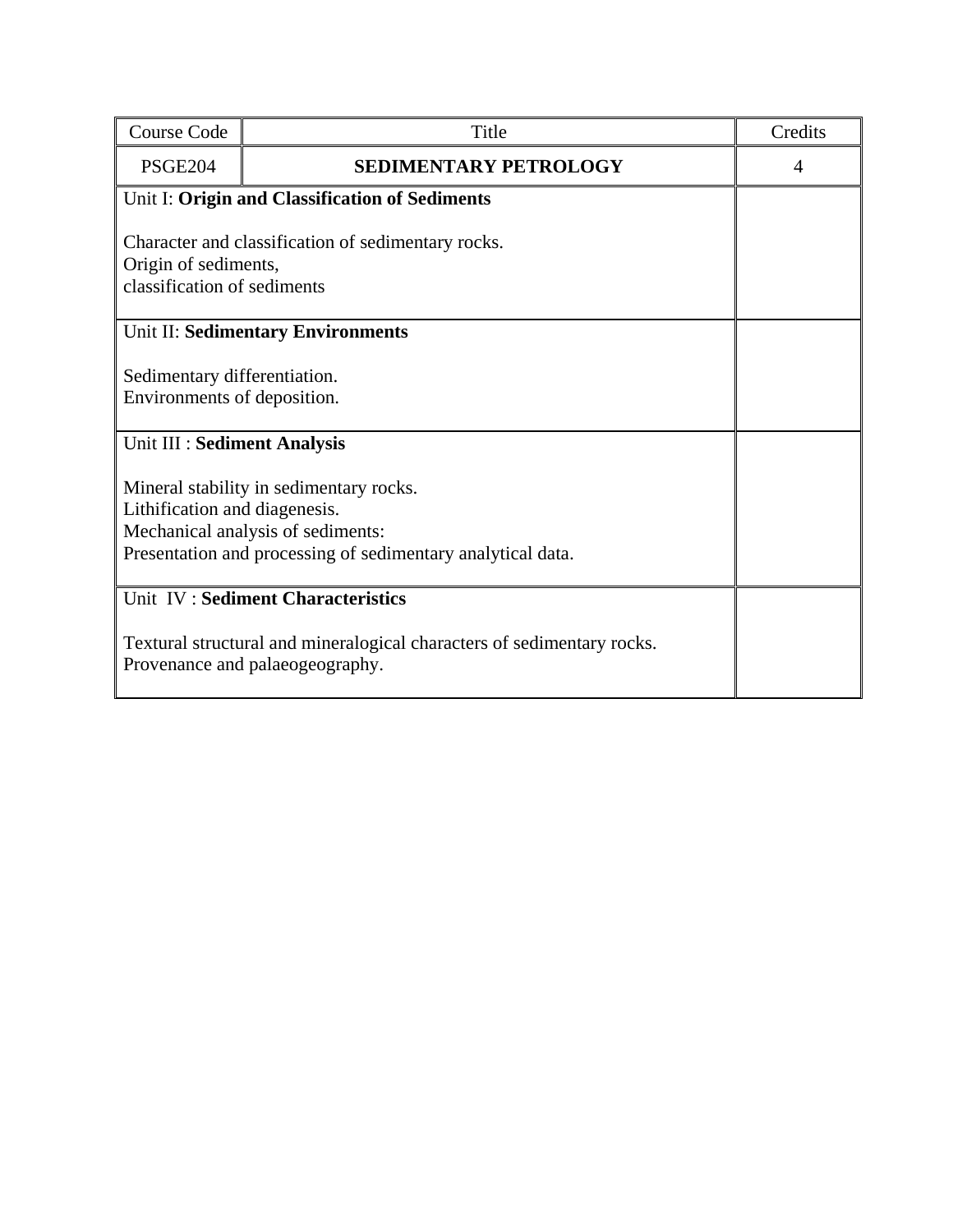| Course Code | Title | Credits |
|---|---|---|
| PSGE204 | **SEDIMENTARY PETROLOGY** | 4 |
| Unit I: **Origin and Classification of Sediments**<br><br>Character and classification of sedimentary rocks.<br>Origin of sediments,<br>classification of sediments | | |
| Unit II: **Sedimentary Environments**<br><br>Sedimentary differentiation.<br>Environments of deposition. | | |
| Unit III : **Sediment Analysis**<br><br>Mineral stability in sedimentary rocks.<br>Lithification and diagenesis.<br>Mechanical analysis of sediments:<br>Presentation and processing of sedimentary analytical data. | | |
| Unit IV : **Sediment Characteristics**<br><br>Textural structural and mineralogical characters of sedimentary rocks.<br>Provenance and palaeogeography. | | |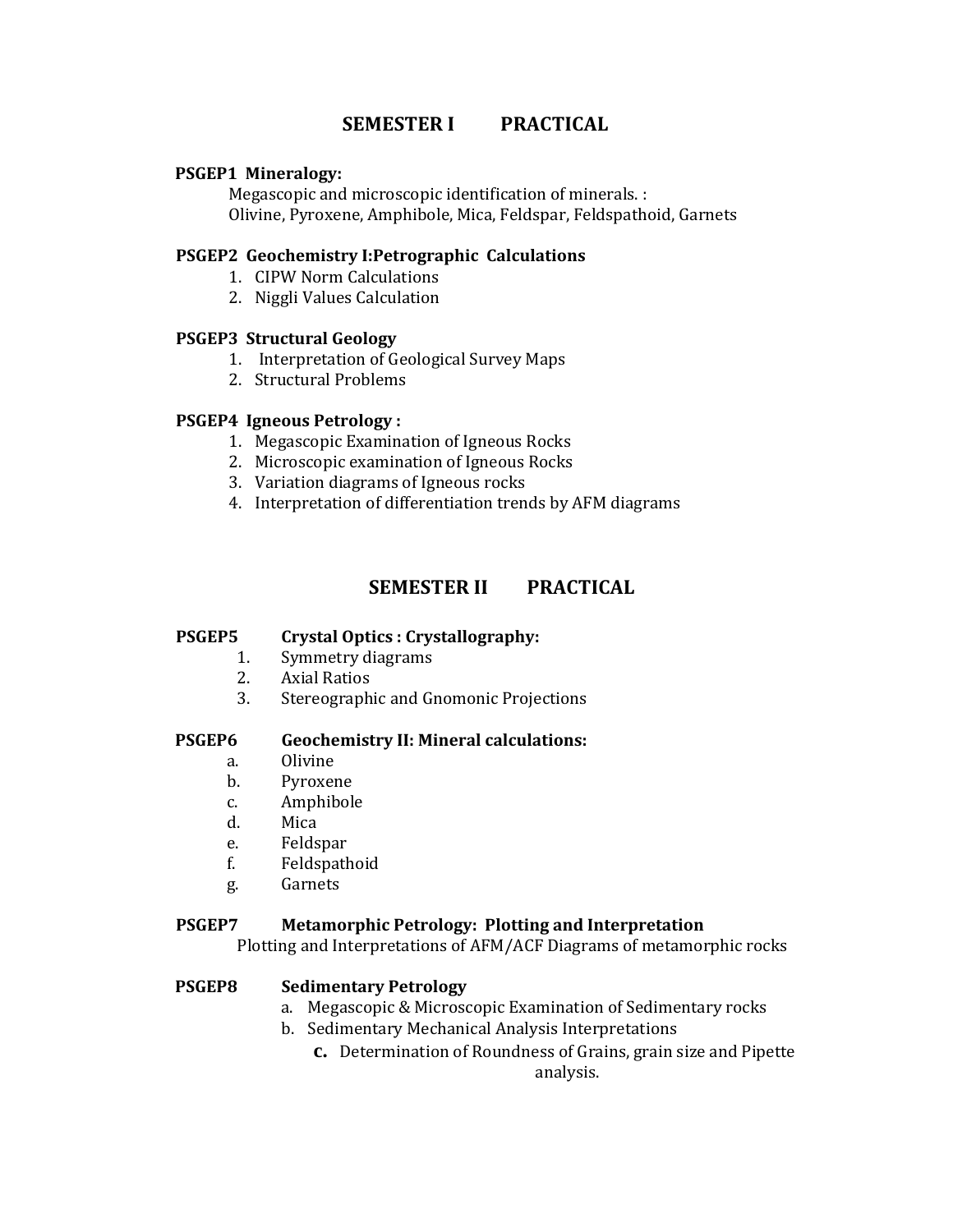## SEMESTER I PRACTICAL

**PSGEP1 Mineralogy:**

Megascopic and microscopic identification of minerals. :
Olivine, Pyroxene, Amphibole, Mica, Feldspar, Feldspathoid, Garnets

**PSGEP2 Geochemistry I:Petrographic Calculations**

1. CIPW Norm Calculations
2. Niggli Values Calculation

**PSGEP3 Structural Geology**

1. Interpretation of Geological Survey Maps
2. Structural Problems

**PSGEP4 Igneous Petrology :**

1. Megascopic Examination of Igneous Rocks
2. Microscopic examination of Igneous Rocks
3. Variation diagrams of Igneous rocks
4. Interpretation of differentiation trends by AFM diagrams

## SEMESTER II PRACTICAL

**PSGEP5 Crystal Optics : Crystallography:**

1. Symmetry diagrams
2. Axial Ratios
3. Stereographic and Gnomonic Projections

**PSGEP6 Geochemistry II: Mineral calculations:**

a. Olivine
b. Pyroxene
c. Amphibole
d. Mica
e. Feldspar
f. Feldspathoid
g. Garnets

**PSGEP7 Metamorphic Petrology: Plotting and Interpretation**

Plotting and Interpretations of AFM/ACF Diagrams of metamorphic rocks

**PSGEP8 Sedimentary Petrology**

a. Megascopic & Microscopic Examination of Sedimentary rocks
b. Sedimentary Mechanical Analysis Interpretations
c. Determination of Roundness of Grains, grain size and Pipette analysis.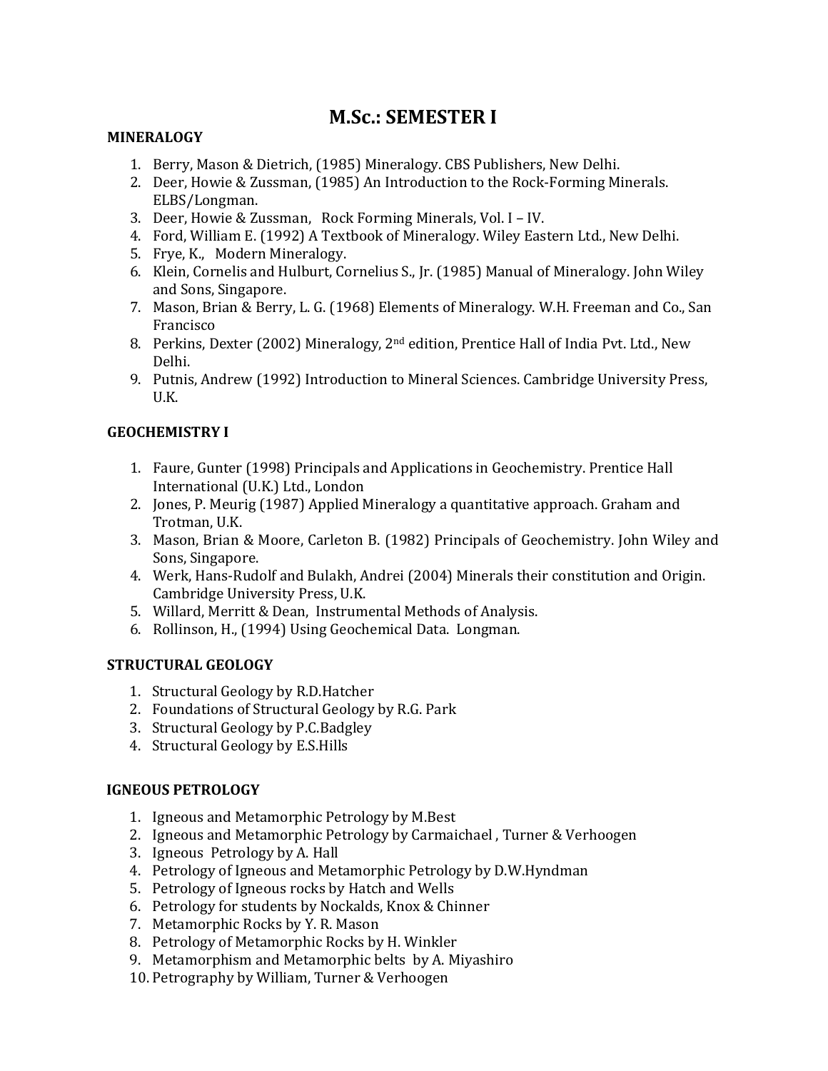# M.Sc.: SEMESTER I

## MINERALOGY

1. Berry, Mason & Dietrich, (1985) Mineralogy. CBS Publishers, New Delhi.
2. Deer, Howie & Zussman, (1985) An Introduction to the Rock-Forming Minerals. ELBS/Longman.
3. Deer, Howie & Zussman, Rock Forming Minerals, Vol. I – IV.
4. Ford, William E. (1992) A Textbook of Mineralogy. Wiley Eastern Ltd., New Delhi.
5. Frye, K., Modern Mineralogy.
6. Klein, Cornelis and Hulburt, Cornelius S., Jr. (1985) Manual of Mineralogy. John Wiley and Sons, Singapore.
7. Mason, Brian & Berry, L. G. (1968) Elements of Mineralogy. W.H. Freeman and Co., San Francisco
8. Perkins, Dexter (2002) Mineralogy, 2nd edition, Prentice Hall of India Pvt. Ltd., New Delhi.
9. Putnis, Andrew (1992) Introduction to Mineral Sciences. Cambridge University Press, U.K.

## GEOCHEMISTRY I

1. Faure, Gunter (1998) Principals and Applications in Geochemistry. Prentice Hall International (U.K.) Ltd., London
2. Jones, P. Meurig (1987) Applied Mineralogy a quantitative approach. Graham and Trotman, U.K.
3. Mason, Brian & Moore, Carleton B. (1982) Principals of Geochemistry. John Wiley and Sons, Singapore.
4. Werk, Hans-Rudolf and Bulakh, Andrei (2004) Minerals their constitution and Origin. Cambridge University Press, U.K.
5. Willard, Merritt & Dean, Instrumental Methods of Analysis.
6. Rollinson, H., (1994) Using Geochemical Data. Longman.

## STRUCTURAL GEOLOGY

1. Structural Geology by R.D.Hatcher
2. Foundations of Structural Geology by R.G. Park
3. Structural Geology by P.C.Badgley
4. Structural Geology by E.S.Hills

## IGNEOUS PETROLOGY

1. Igneous and Metamorphic Petrology by M.Best
2. Igneous and Metamorphic Petrology by Carmaichael , Turner & Verhoogen
3. Igneous Petrology by A. Hall
4. Petrology of Igneous and Metamorphic Petrology by D.W.Hyndman
5. Petrology of Igneous rocks by Hatch and Wells
6. Petrology for students by Nockalds, Knox & Chinner
7. Metamorphic Rocks by Y. R. Mason
8. Petrology of Metamorphic Rocks by H. Winkler
9. Metamorphism and Metamorphic belts by A. Miyashiro
10. Petrography by William, Turner & Verhoogen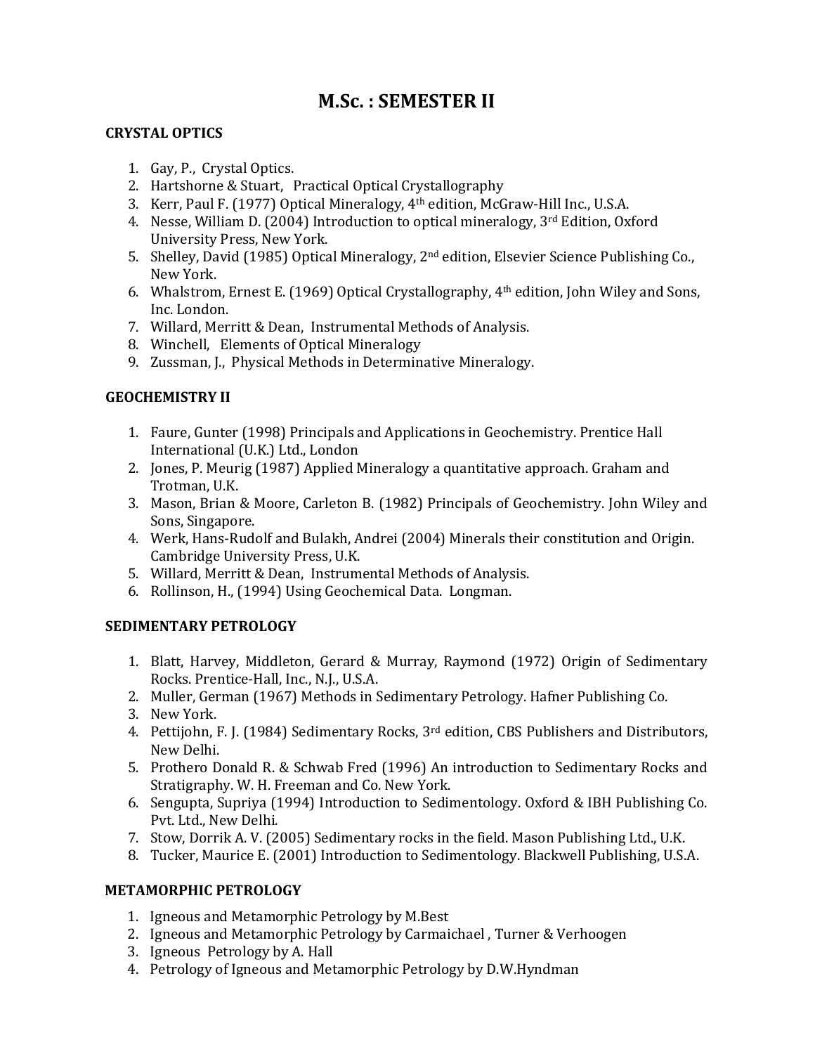# M.Sc. : SEMESTER II

### CRYSTAL OPTICS

1. Gay, P., Crystal Optics.
2. Hartshorne & Stuart, Practical Optical Crystallography
3. Kerr, Paul F. (1977) Optical Mineralogy, 4th edition, McGraw-Hill Inc., U.S.A.
4. Nesse, William D. (2004) Introduction to optical mineralogy, 3rd Edition, Oxford University Press, New York.
5. Shelley, David (1985) Optical Mineralogy, 2nd edition, Elsevier Science Publishing Co., New York.
6. Whalstrom, Ernest E. (1969) Optical Crystallography, 4th edition, John Wiley and Sons, Inc. London.
7. Willard, Merritt & Dean, Instrumental Methods of Analysis.
8. Winchell, Elements of Optical Mineralogy
9. Zussman, J., Physical Methods in Determinative Mineralogy.

### GEOCHEMISTRY II

1. Faure, Gunter (1998) Principals and Applications in Geochemistry. Prentice Hall International (U.K.) Ltd., London
2. Jones, P. Meurig (1987) Applied Mineralogy a quantitative approach. Graham and Trotman, U.K.
3. Mason, Brian & Moore, Carleton B. (1982) Principals of Geochemistry. John Wiley and Sons, Singapore.
4. Werk, Hans-Rudolf and Bulakh, Andrei (2004) Minerals their constitution and Origin. Cambridge University Press, U.K.
5. Willard, Merritt & Dean, Instrumental Methods of Analysis.
6. Rollinson, H., (1994) Using Geochemical Data. Longman.

### SEDIMENTARY PETROLOGY

1. Blatt, Harvey, Middleton, Gerard & Murray, Raymond (1972) Origin of Sedimentary Rocks. Prentice-Hall, Inc., N.J., U.S.A.
2. Muller, German (1967) Methods in Sedimentary Petrology. Hafner Publishing Co.
3. New York.
4. Pettijohn, F. J. (1984) Sedimentary Rocks, 3rd edition, CBS Publishers and Distributors, New Delhi.
5. Prothero Donald R. & Schwab Fred (1996) An introduction to Sedimentary Rocks and Stratigraphy. W. H. Freeman and Co. New York.
6. Sengupta, Supriya (1994) Introduction to Sedimentology. Oxford & IBH Publishing Co. Pvt. Ltd., New Delhi.
7. Stow, Dorrik A. V. (2005) Sedimentary rocks in the field. Mason Publishing Ltd., U.K.
8. Tucker, Maurice E. (2001) Introduction to Sedimentology. Blackwell Publishing, U.S.A.

### METAMORPHIC PETROLOGY

1. Igneous and Metamorphic Petrology by M.Best
2. Igneous and Metamorphic Petrology by Carmaichael , Turner & Verhoogen
3. Igneous Petrology by A. Hall
4. Petrology of Igneous and Metamorphic Petrology by D.W.Hyndman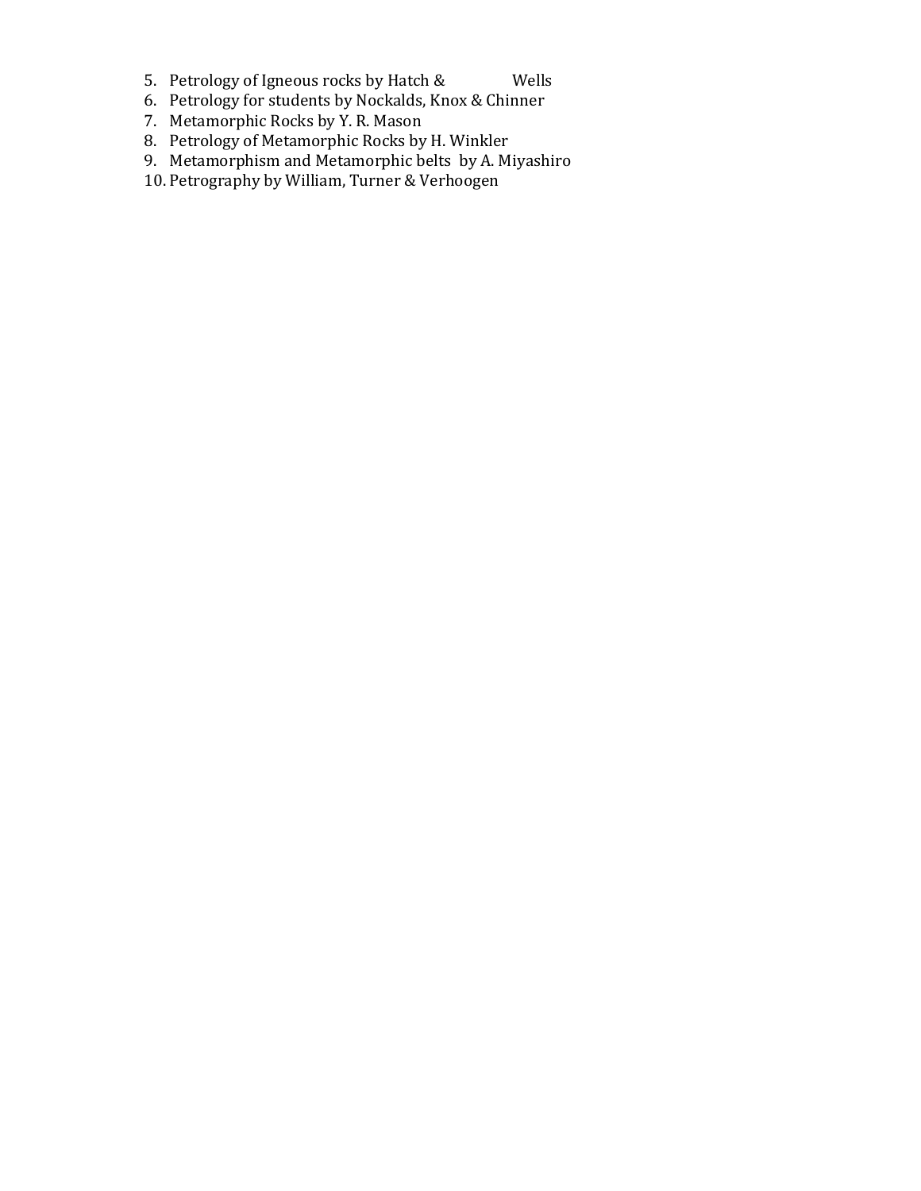5. Petrology of Igneous rocks by Hatch & Wells
6. Petrology for students by Nockalds, Knox & Chinner
7. Metamorphic Rocks by Y. R. Mason
8. Petrology of Metamorphic Rocks by H. Winkler
9. Metamorphism and Metamorphic belts by A. Miyashiro
10. Petrography by William, Turner & Verhoogen